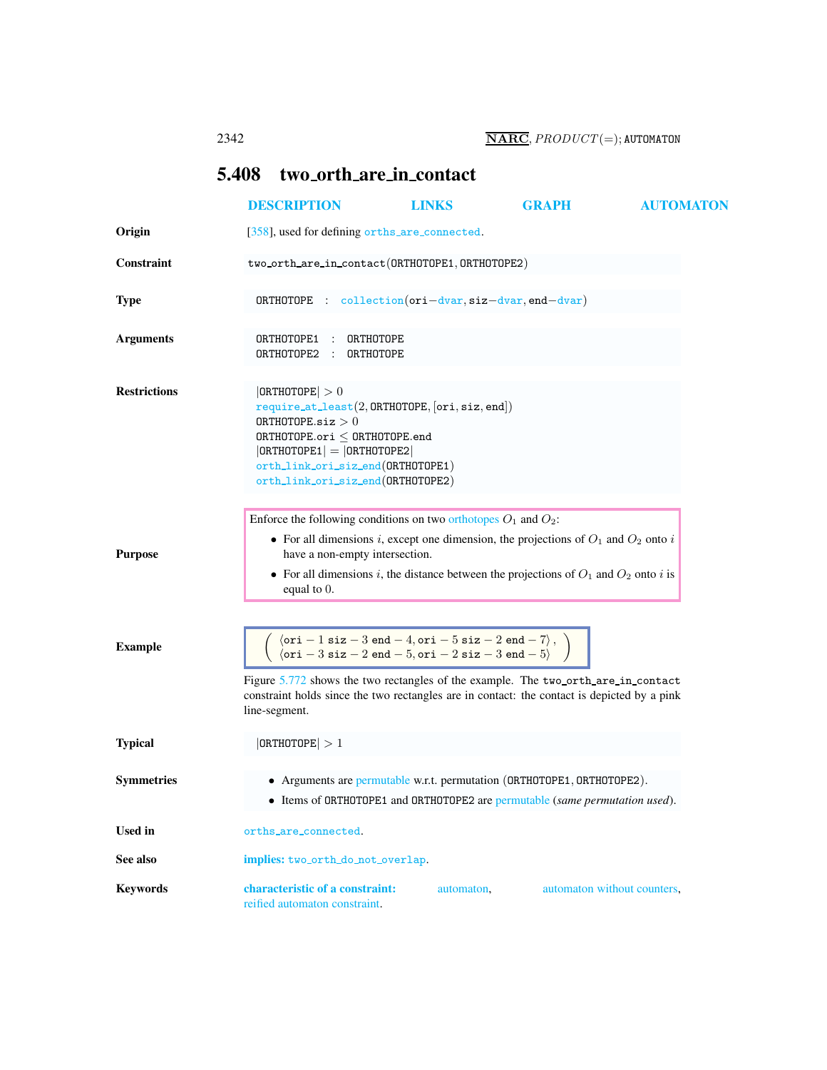# 5.408 two_orth_are_in_contact

DESCRIPTION LINKS GRAPH AUTOMATON

**Origin**

[358], used for defining orths_are_connected.

**Constraint**

two_orth_are_in_contact(ORTHOTOPE1, ORTHOTOPE2)

**Type**

ORTHOTOPE : collection(ori−dvar, siz−dvar, end−dvar)

**Arguments**

ORTHOTOPE1 : ORTHOTOPE
ORTHOTOPE2 : ORTHOTOPE

**Restrictions**

|ORTHOTOPE| > 0
require_at_least(2, ORTHOTOPE, [ori, siz, end])
ORTHOTOPE.siz > 0
ORTHOTOPE.ori ≤ ORTHOTOPE.end
|ORTHOTOPE1| = |ORTHOTOPE2|
orth_link_ori_siz_end(ORTHOTOPE1)
orth_link_ori_siz_end(ORTHOTOPE2)

**Purpose**

Enforce the following conditions on two orthotopes $O_1$ and $O_2$:

- For all dimensions $i$, except one dimension, the projections of $O_1$ and $O_2$ onto $i$ have a non-empty intersection.
- For all dimensions $i$, the distance between the projections of $O_1$ and $O_2$ onto $i$ is equal to 0.

**Example**

$$\left(\begin{array}{l}\langle \texttt{ori}-1\ \texttt{siz}-3\ \texttt{end}-4, \texttt{ori}-5\ \texttt{siz}-2\ \texttt{end}-7\rangle, \\ \langle \texttt{ori}-3\ \texttt{siz}-2\ \texttt{end}-5, \texttt{ori}-2\ \texttt{siz}-3\ \texttt{end}-5\rangle\end{array}\right)$$

Figure 5.772 shows the two rectangles of the example. The two_orth_are_in_contact constraint holds since the two rectangles are in contact: the contact is depicted by a pink line-segment.

**Typical**

|ORTHOTOPE| > 1

**Symmetries**

- Arguments are permutable w.r.t. permutation (ORTHOTOPE1, ORTHOTOPE2).
- Items of ORTHOTOPE1 and ORTHOTOPE2 are permutable (*same permutation used*).

**Used in**

orths_are_connected.

**See also**

**implies:** two_orth_do_not_overlap.

**Keywords**

**characteristic of a constraint:** automaton, automaton without counters, reified automaton constraint.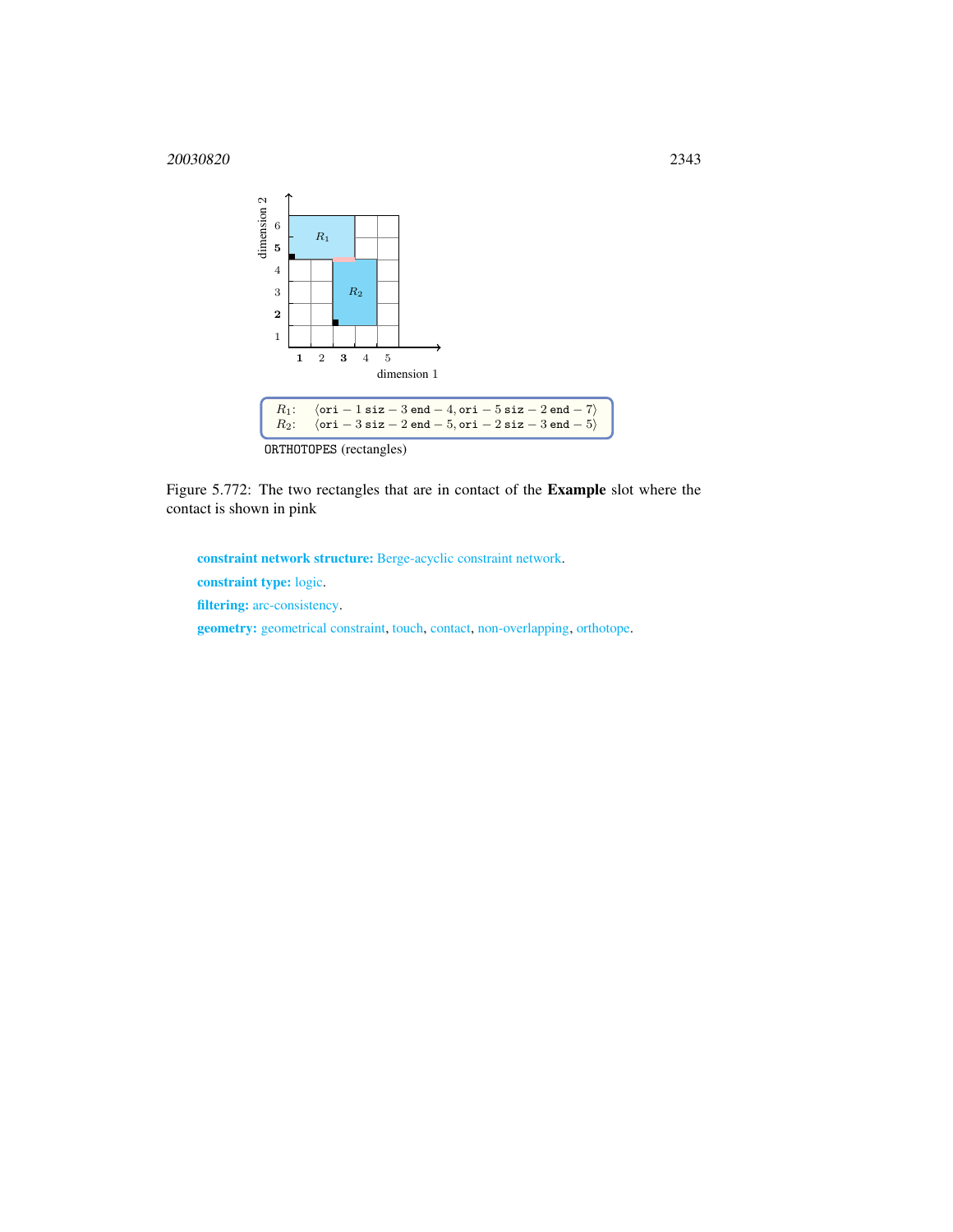$R_1$: $\langle$ori − 1 siz − 3 end − 4, ori − 5 siz − 2 end − 7$\rangle$
$R_2$: $\langle$ori − 3 siz − 2 end − 5, ori − 2 siz − 3 end − 5$\rangle$

ORTHOTOPES (rectangles)

Figure 5.772: The two rectangles that are in contact of the **Example** slot where the contact is shown in pink

**constraint network structure:** Berge-acyclic constraint network.

**constraint type:** logic.

**filtering:** arc-consistency.

**geometry:** geometrical constraint, touch, contact, non-overlapping, orthotope.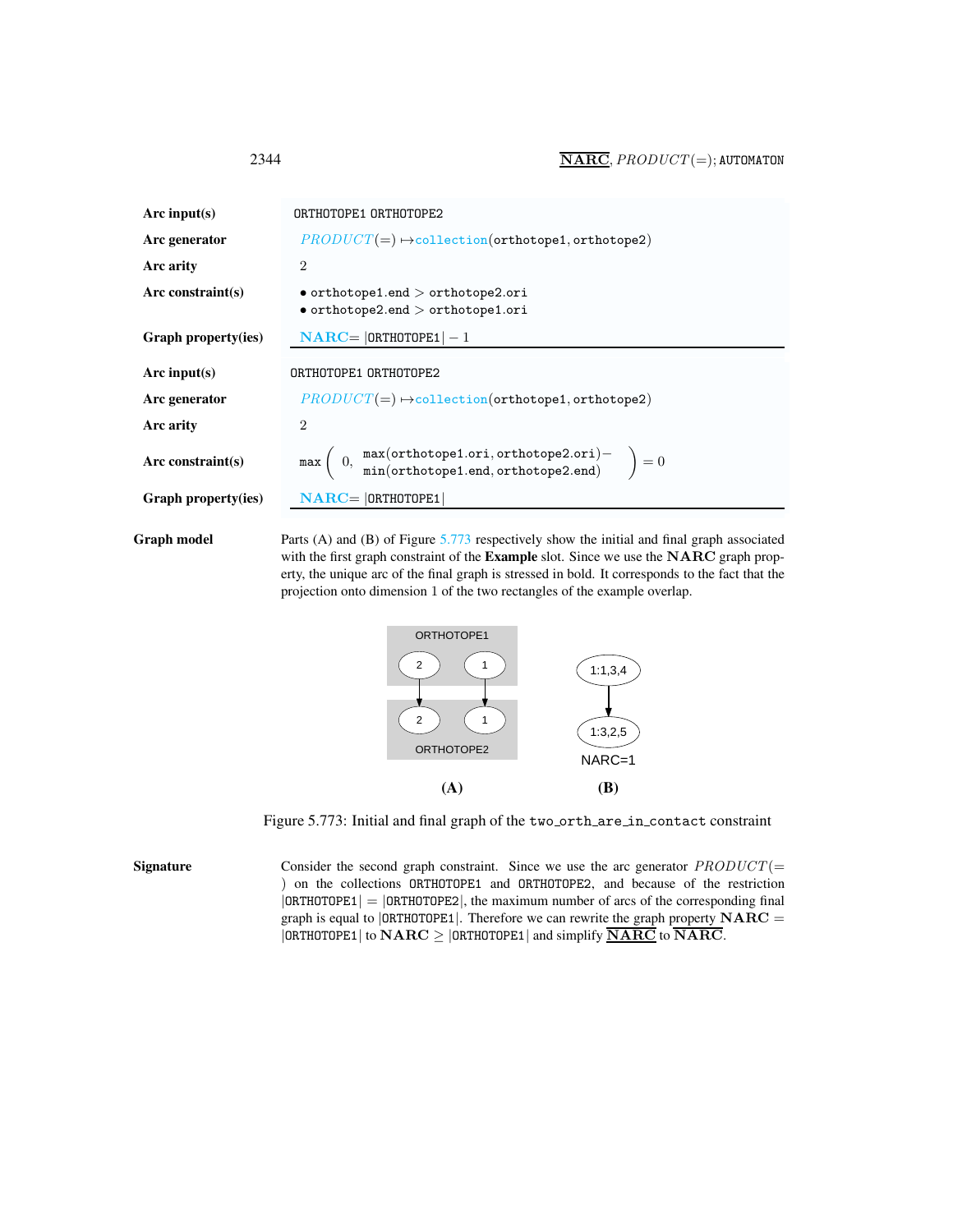| | |
|---|---|
| **Arc input(s)** | ORTHOTOPE1 ORTHOTOPE2 |
| **Arc generator** | $PRODUCT(=)\mapsto$collection(orthotope1, orthotope2) |
| **Arc arity** | 2 |
| **Arc constraint(s)** | • orthotope1.end > orthotope2.ori<br>• orthotope2.end > orthotope1.ori |
| **Graph property(ies)** | **NARC**= \|ORTHOTOPE1\| − 1 |

| | |
|---|---|
| **Arc input(s)** | ORTHOTOPE1 ORTHOTOPE2 |
| **Arc generator** | $PRODUCT(=)\mapsto$collection(orthotope1, orthotope2) |
| **Arc arity** | 2 |
| **Arc constraint(s)** | max(0, max(orthotope1.ori, orthotope2.ori) − min(orthotope1.end, orthotope2.end)) = 0 |
| **Graph property(ies)** | **NARC**= \|ORTHOTOPE1\| |

**Graph model**

Parts (A) and (B) of Figure 5.773 respectively show the initial and final graph associated with the first graph constraint of the **Example** slot. Since we use the **NARC** graph property, the unique arc of the final graph is stressed in bold. It corresponds to the fact that the projection onto dimension 1 of the two rectangles of the example overlap.

Figure 5.773: Initial and final graph of the two_orth_are_in_contact constraint

**Signature**

Consider the second graph constraint. Since we use the arc generator $PRODUCT(=)$ on the collections ORTHOTOPE1 and ORTHOTOPE2, and because of the restriction |ORTHOTOPE1| = |ORTHOTOPE2|, the maximum number of arcs of the corresponding final graph is equal to |ORTHOTOPE1|. Therefore we can rewrite the graph property **NARC** = |ORTHOTOPE1| to **NARC** ≥ |ORTHOTOPE1| and simplify $\underline{\overline{\mathbf{NARC}}}$ to $\overline{\mathbf{NARC}}$.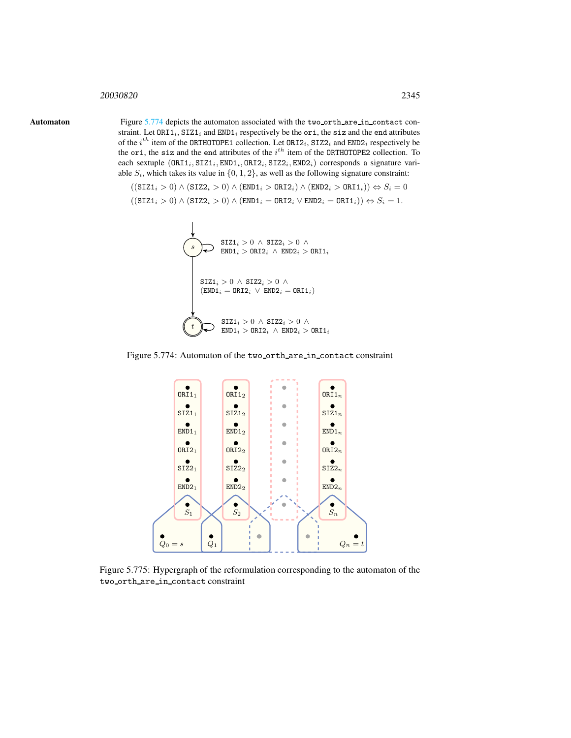**Automaton** Figure 5.774 depicts the automaton associated with the `two_orth_are_in_contact` constraint. Let $\texttt{ORI1}_i$, $\texttt{SIZ1}_i$ and $\texttt{END1}_i$ respectively be the `ori`, the `siz` and the `end` attributes of the $i^{th}$ item of the `ORTHOTOPE1` collection. Let $\texttt{ORI2}_i$, $\texttt{SIZ2}_i$ and $\texttt{END2}_i$ respectively be the `ori`, the `siz` and the `end` attributes of the $i^{th}$ item of the `ORTHOTOPE2` collection. To each sextuple $(\texttt{ORI1}_i, \texttt{SIZ1}_i, \texttt{END1}_i, \texttt{ORI2}_i, \texttt{SIZ2}_i, \texttt{END2}_i)$ corresponds a signature variable $S_i$, which takes its value in $\{0, 1, 2\}$, as well as the following signature constraint:

$$((\texttt{SIZ1}_i > 0) \wedge (\texttt{SIZ2}_i > 0) \wedge (\texttt{END1}_i > \texttt{ORI2}_i) \wedge (\texttt{END2}_i > \texttt{ORI1}_i)) \Leftrightarrow S_i = 0$$

$$((\texttt{SIZ1}_i > 0) \wedge (\texttt{SIZ2}_i > 0) \wedge (\texttt{END1}_i = \texttt{ORI2}_i \vee \texttt{END2}_i = \texttt{ORI1}_i)) \Leftrightarrow S_i = 1.$$

$s$

$\texttt{SIZ1}_i > 0 \wedge \texttt{SIZ2}_i > 0 \wedge \texttt{END1}_i > \texttt{ORI2}_i \wedge \texttt{END2}_i > \texttt{ORI1}_i$

$\texttt{SIZ1}_i > 0 \wedge \texttt{SIZ2}_i > 0 \wedge (\texttt{END1}_i = \texttt{ORI2}_i \vee \texttt{END2}_i = \texttt{ORI1}_i)$

$t$

$\texttt{SIZ1}_i > 0 \wedge \texttt{SIZ2}_i > 0 \wedge \texttt{END1}_i > \texttt{ORI2}_i \wedge \texttt{END2}_i > \texttt{ORI1}_i$

Figure 5.774: Automaton of the `two_orth_are_in_contact` constraint

$\texttt{ORI1}_1$ $\texttt{SIZ1}_1$ $\texttt{END1}_1$ $\texttt{ORI2}_1$ $\texttt{SIZ2}_1$ $\texttt{END2}_1$ $S_1$

$\texttt{ORI1}_2$ $\texttt{SIZ1}_2$ $\texttt{END1}_2$ $\texttt{ORI2}_2$ $\texttt{SIZ2}_2$ $\texttt{END2}_2$ $S_2$

$\texttt{ORI1}_n$ $\texttt{SIZ1}_n$ $\texttt{END1}_n$ $\texttt{ORI2}_n$ $\texttt{SIZ2}_n$ $\texttt{END2}_n$ $S_n$

$Q_0 = s$ $Q_1$ $Q_n = t$

Figure 5.775: Hypergraph of the reformulation corresponding to the automaton of the `two_orth_are_in_contact` constraint